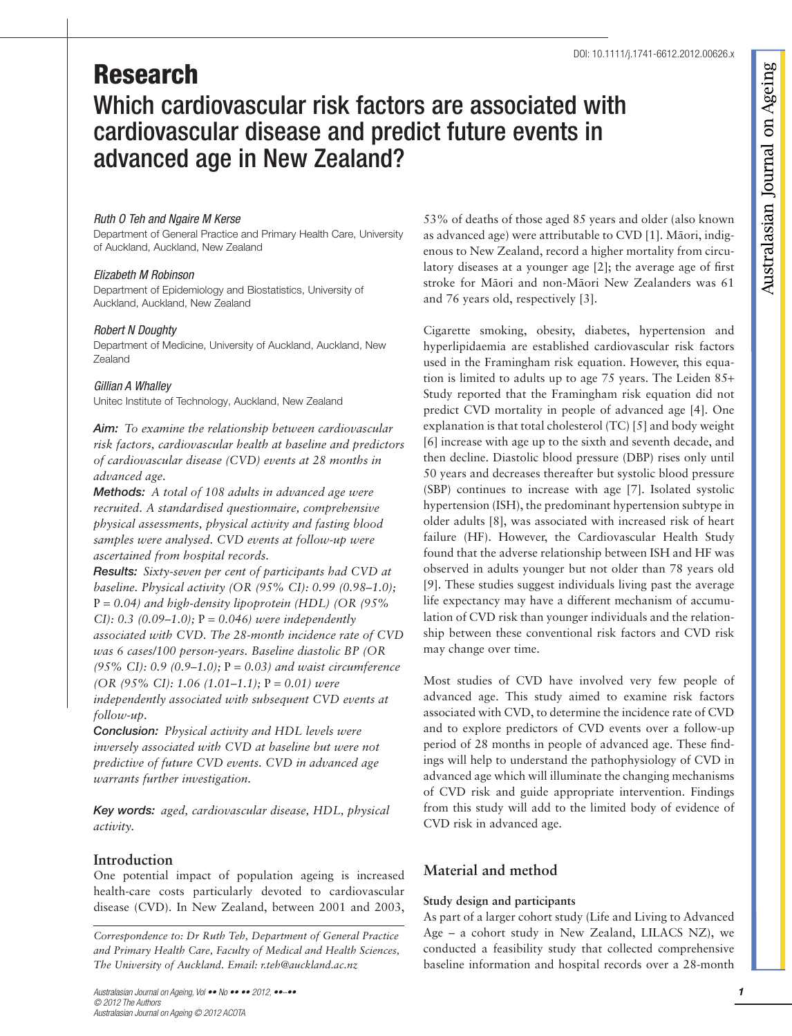DOI: 10.1111/j.1741-6612.2012.00626.x

# Research

## Which cardiovascular risk factors are associated with cardiovascular disease and predict future events in advanced age in New Zealand?

*Ruth O Teh and Ngaire M Kerse*
Department of General Practice and Primary Health Care, University of Auckland, Auckland, New Zealand

*Elizabeth M Robinson*
Department of Epidemiology and Biostatistics, University of Auckland, Auckland, New Zealand

*Robert N Doughty*
Department of Medicine, University of Auckland, Auckland, New Zealand

*Gillian A Whalley*
Unitec Institute of Technology, Auckland, New Zealand

***Aim:*** *To examine the relationship between cardiovascular risk factors, cardiovascular health at baseline and predictors of cardiovascular disease (CVD) events at 28 months in advanced age.*

***Methods:*** *A total of 108 adults in advanced age were recruited. A standardised questionnaire, comprehensive physical assessments, physical activity and fasting blood samples were analysed. CVD events at follow-up were ascertained from hospital records.*

***Results:*** *Sixty-seven per cent of participants had CVD at baseline. Physical activity (OR (95% CI): 0.99 (0.98–1.0);* P *= 0.04) and high-density lipoprotein (HDL) (OR (95% CI): 0.3 (0.09–1.0);* P *= 0.046) were independently associated with CVD. The 28-month incidence rate of CVD was 6 cases/100 person-years. Baseline diastolic BP (OR (95% CI): 0.9 (0.9–1.0);* P *= 0.03) and waist circumference (OR (95% CI): 1.06 (1.01–1.1);* P *= 0.01) were independently associated with subsequent CVD events at follow-up.*

***Conclusion:*** *Physical activity and HDL levels were inversely associated with CVD at baseline but were not predictive of future CVD events. CVD in advanced age warrants further investigation.*

***Key words:*** *aged, cardiovascular disease, HDL, physical activity.*

## Introduction

One potential impact of population ageing is increased health-care costs particularly devoted to cardiovascular disease (CVD). In New Zealand, between 2001 and 2003, 53% of deaths of those aged 85 years and older (also known as advanced age) were attributable to CVD [1]. Māori, indigenous to New Zealand, record a higher mortality from circulatory diseases at a younger age [2]; the average age of first stroke for Māori and non-Māori New Zealanders was 61 and 76 years old, respectively [3].

Cigarette smoking, obesity, diabetes, hypertension and hyperlipidaemia are established cardiovascular risk factors used in the Framingham risk equation. However, this equation is limited to adults up to age 75 years. The Leiden 85+ Study reported that the Framingham risk equation did not predict CVD mortality in people of advanced age [4]. One explanation is that total cholesterol (TC) [5] and body weight [6] increase with age up to the sixth and seventh decade, and then decline. Diastolic blood pressure (DBP) rises only until 50 years and decreases thereafter but systolic blood pressure (SBP) continues to increase with age [7]. Isolated systolic hypertension (ISH), the predominant hypertension subtype in older adults [8], was associated with increased risk of heart failure (HF). However, the Cardiovascular Health Study found that the adverse relationship between ISH and HF was observed in adults younger but not older than 78 years old [9]. These studies suggest individuals living past the average life expectancy may have a different mechanism of accumulation of CVD risk than younger individuals and the relationship between these conventional risk factors and CVD risk may change over time.

Most studies of CVD have involved very few people of advanced age. This study aimed to examine risk factors associated with CVD, to determine the incidence rate of CVD and to explore predictors of CVD events over a follow-up period of 28 months in people of advanced age. These findings will help to understand the pathophysiology of CVD in advanced age which will illuminate the changing mechanisms of CVD risk and guide appropriate intervention. Findings from this study will add to the limited body of evidence of CVD risk in advanced age.

## Material and method

### Study design and participants

As part of a larger cohort study (Life and Living to Advanced Age – a cohort study in New Zealand, LILACS NZ), we conducted a feasibility study that collected comprehensive baseline information and hospital records over a 28-month

*Correspondence to: Dr Ruth Teh, Department of General Practice and Primary Health Care, Faculty of Medical and Health Sciences, The University of Auckland. Email: r.teh@auckland.ac.nz*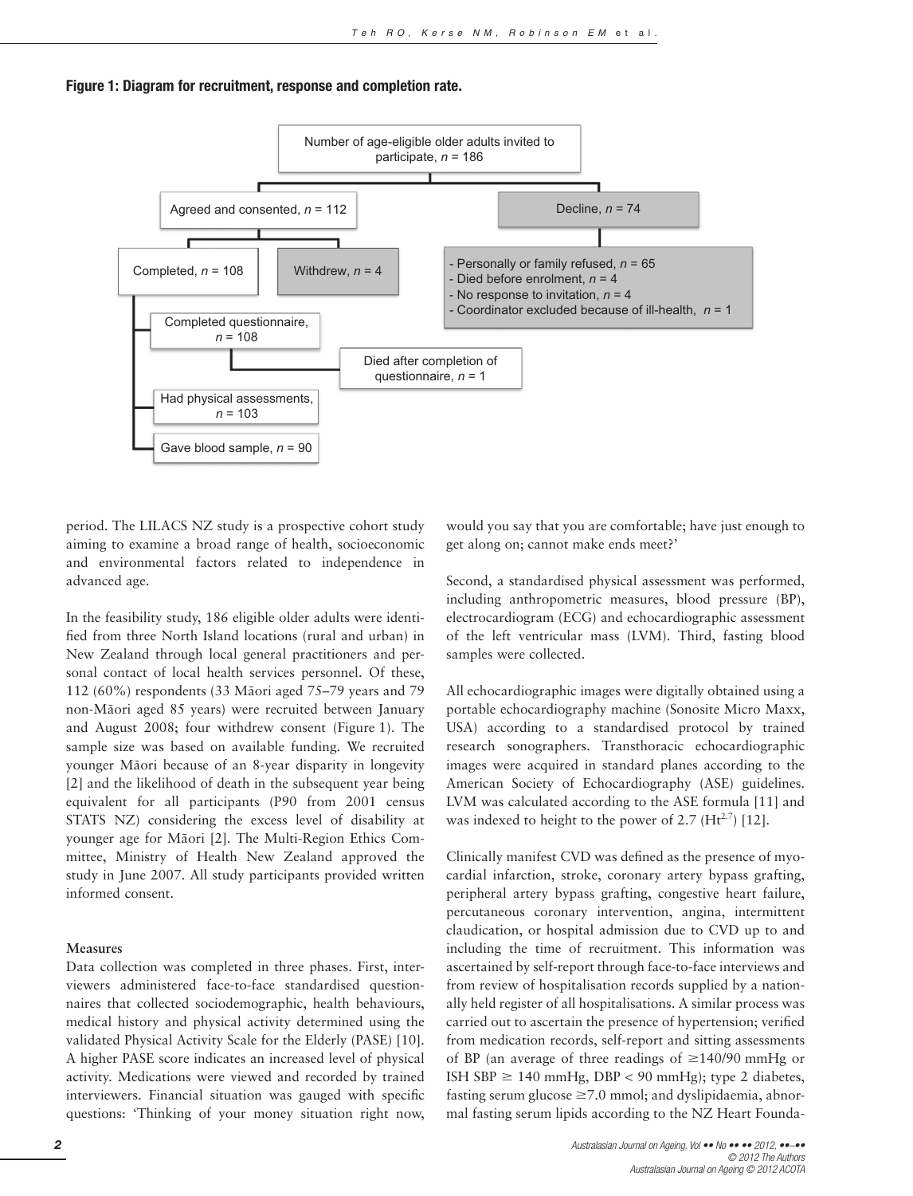**Figure 1: Diagram for recruitment, response and completion rate.**

- Number of age-eligible older adults invited to participate, $n$ = 186
  - Agreed and consented, $n$ = 112
    - Completed, $n$ = 108
      - Completed questionnaire, $n$ = 108
        - Died after completion of questionnaire, $n$ = 1
      - Had physical assessments, $n$ = 103
      - Gave blood sample, $n$ = 90
    - Withdrew, $n$ = 4
  - Decline, $n$ = 74
    - Personally or family refused, $n$ = 65
    - Died before enrolment, $n$ = 4
    - No response to invitation, $n$ = 4
    - Coordinator excluded because of ill-health, $n$ = 1

period. The LILACS NZ study is a prospective cohort study aiming to examine a broad range of health, socioeconomic and environmental factors related to independence in advanced age.

In the feasibility study, 186 eligible older adults were identified from three North Island locations (rural and urban) in New Zealand through local general practitioners and personal contact of local health services personnel. Of these, 112 (60%) respondents (33 Māori aged 75–79 years and 79 non-Māori aged 85 years) were recruited between January and August 2008; four withdrew consent (Figure 1). The sample size was based on available funding. We recruited younger Māori because of an 8-year disparity in longevity [2] and the likelihood of death in the subsequent year being equivalent for all participants (P90 from 2001 census STATS NZ) considering the excess level of disability at younger age for Māori [2]. The Multi-Region Ethics Committee, Ministry of Health New Zealand approved the study in June 2007. All study participants provided written informed consent.

### Measures

Data collection was completed in three phases. First, interviewers administered face-to-face standardised questionnaires that collected sociodemographic, health behaviours, medical history and physical activity determined using the validated Physical Activity Scale for the Elderly (PASE) [10]. A higher PASE score indicates an increased level of physical activity. Medications were viewed and recorded by trained interviewers. Financial situation was gauged with specific questions: 'Thinking of your money situation right now, would you say that you are comfortable; have just enough to get along on; cannot make ends meet?'

Second, a standardised physical assessment was performed, including anthropometric measures, blood pressure (BP), electrocardiogram (ECG) and echocardiographic assessment of the left ventricular mass (LVM). Third, fasting blood samples were collected.

All echocardiographic images were digitally obtained using a portable echocardiography machine (Sonosite Micro Maxx, USA) according to a standardised protocol by trained research sonographers. Transthoracic echocardiographic images were acquired in standard planes according to the American Society of Echocardiography (ASE) guidelines. LVM was calculated according to the ASE formula [11] and was indexed to height to the power of 2.7 ($Ht^{2.7}$) [12].

Clinically manifest CVD was defined as the presence of myocardial infarction, stroke, coronary artery bypass grafting, peripheral artery bypass grafting, congestive heart failure, percutaneous coronary intervention, angina, intermittent claudication, or hospital admission due to CVD up to and including the time of recruitment. This information was ascertained by self-report through face-to-face interviews and from review of hospitalisation records supplied by a nationally held register of all hospitalisations. A similar process was carried out to ascertain the presence of hypertension; verified from medication records, self-report and sitting assessments of BP (an average of three readings of ≥140/90 mmHg or ISH SBP ≥ 140 mmHg, DBP < 90 mmHg); type 2 diabetes, fasting serum glucose ≥7.0 mmol; and dyslipidaemia, abnormal fasting serum lipids according to the NZ Heart Founda-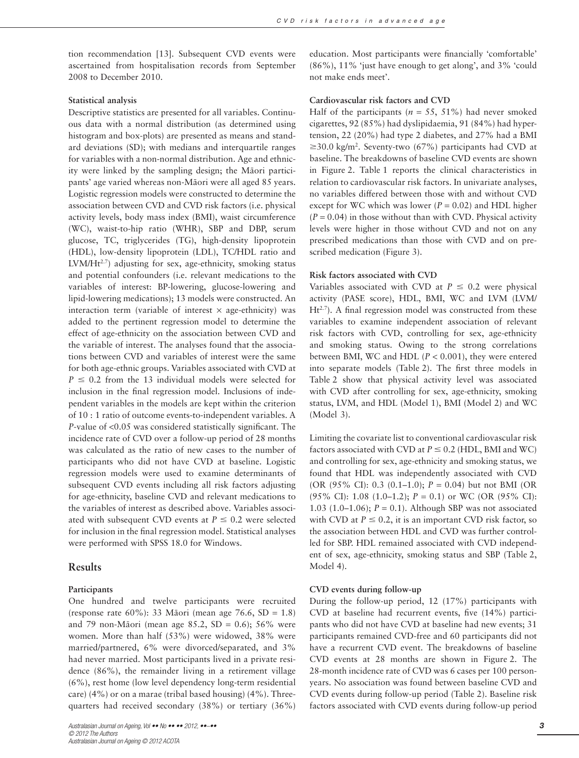tion recommendation [13]. Subsequent CVD events were ascertained from hospitalisation records from September 2008 to December 2010.

### Statistical analysis

Descriptive statistics are presented for all variables. Continuous data with a normal distribution (as determined using histogram and box-plots) are presented as means and standard deviations (SD); with medians and interquartile ranges for variables with a non-normal distribution. Age and ethnicity were linked by the sampling design; the Māori participants' age varied whereas non-Māori were all aged 85 years. Logistic regression models were constructed to determine the association between CVD and CVD risk factors (i.e. physical activity levels, body mass index (BMI), waist circumference (WC), waist-to-hip ratio (WHR), SBP and DBP, serum glucose, TC, triglycerides (TG), high-density lipoprotein (HDL), low-density lipoprotein (LDL), TC/HDL ratio and LVM/Ht$^{2.7}$) adjusting for sex, age-ethnicity, smoking status and potential confounders (i.e. relevant medications to the variables of interest: BP-lowering, glucose-lowering and lipid-lowering medications); 13 models were constructed. An interaction term (variable of interest × age-ethnicity) was added to the pertinent regression model to determine the effect of age-ethnicity on the association between CVD and the variable of interest. The analyses found that the associations between CVD and variables of interest were the same for both age-ethnic groups. Variables associated with CVD at $P \leq 0.2$ from the 13 individual models were selected for inclusion in the final regression model. Inclusions of independent variables in the models are kept within the criterion of 10 : 1 ratio of outcome events-to-independent variables. A $P$-value of <0.05 was considered statistically significant. The incidence rate of CVD over a follow-up period of 28 months was calculated as the ratio of new cases to the number of participants who did not have CVD at baseline. Logistic regression models were used to examine determinants of subsequent CVD events including all risk factors adjusting for age-ethnicity, baseline CVD and relevant medications to the variables of interest as described above. Variables associated with subsequent CVD events at $P \leq 0.2$ were selected for inclusion in the final regression model. Statistical analyses were performed with SPSS 18.0 for Windows.

## Results

### Participants

One hundred and twelve participants were recruited (response rate 60%): 33 Māori (mean age 76.6, SD = 1.8) and 79 non-Māori (mean age 85.2, SD = 0.6); 56% were women. More than half (53%) were widowed, 38% were married/partnered, 6% were divorced/separated, and 3% had never married. Most participants lived in a private residence (86%), the remainder living in a retirement village (6%), rest home (low level dependency long-term residential care) (4%) or on a marae (tribal based housing) (4%). Three-quarters had received secondary (38%) or tertiary (36%) education. Most participants were financially 'comfortable' (86%), 11% 'just have enough to get along', and 3% 'could not make ends meet'.

### Cardiovascular risk factors and CVD

Half of the participants ($n = 55$, 51%) had never smoked cigarettes, 92 (85%) had dyslipidaemia, 91 (84%) had hypertension, 22 (20%) had type 2 diabetes, and 27% had a BMI $\geq$30.0 kg/m$^2$. Seventy-two (67%) participants had CVD at baseline. The breakdowns of baseline CVD events are shown in Figure 2. Table 1 reports the clinical characteristics in relation to cardiovascular risk factors. In univariate analyses, no variables differed between those with and without CVD except for WC which was lower ($P = 0.02$) and HDL higher ($P = 0.04$) in those without than with CVD. Physical activity levels were higher in those without CVD and not on any prescribed medications than those with CVD and on prescribed medication (Figure 3).

### Risk factors associated with CVD

Variables associated with CVD at $P \leq 0.2$ were physical activity (PASE score), HDL, BMI, WC and LVM (LVM/Ht$^{2.7}$). A final regression model was constructed from these variables to examine independent association of relevant risk factors with CVD, controlling for sex, age-ethnicity and smoking status. Owing to the strong correlations between BMI, WC and HDL ($P < 0.001$), they were entered into separate models (Table 2). The first three models in Table 2 show that physical activity level was associated with CVD after controlling for sex, age-ethnicity, smoking status, LVM, and HDL (Model 1), BMI (Model 2) and WC (Model 3).

Limiting the covariate list to conventional cardiovascular risk factors associated with CVD at $P \leq 0.2$ (HDL, BMI and WC) and controlling for sex, age-ethnicity and smoking status, we found that HDL was independently associated with CVD (OR (95% CI): 0.3 (0.1–1.0); $P = 0.04$) but not BMI (OR (95% CI): 1.08 (1.0–1.2); $P = 0.1$) or WC (OR (95% CI): 1.03 (1.0–1.06); $P = 0.1$). Although SBP was not associated with CVD at $P \leq 0.2$, it is an important CVD risk factor, so the association between HDL and CVD was further controlled for SBP. HDL remained associated with CVD independent of sex, age-ethnicity, smoking status and SBP (Table 2, Model 4).

### CVD events during follow-up

During the follow-up period, 12 (17%) participants with CVD at baseline had recurrent events, five (14%) participants who did not have CVD at baseline had new events; 31 participants remained CVD-free and 60 participants did not have a recurrent CVD event. The breakdowns of baseline CVD events at 28 months are shown in Figure 2. The 28-month incidence rate of CVD was 6 cases per 100 person-years. No association was found between baseline CVD and CVD events during follow-up period (Table 2). Baseline risk factors associated with CVD events during follow-up period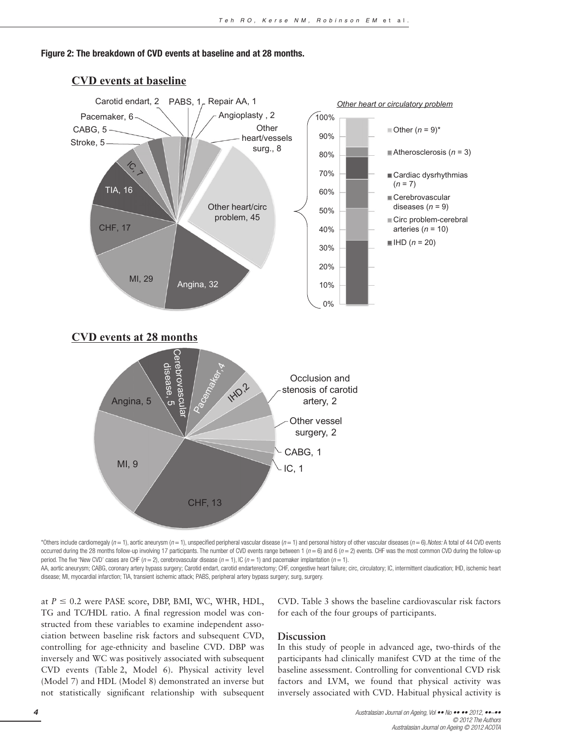**Figure 2: The breakdown of CVD events at baseline and at 28 months.**

**CVD events at baseline**

Carotid endart, 2; PABS, 1; Repair AA, 1; Angioplasty, 2; Other heart/vessels surg., 8; Pacemaker, 6; CABG, 5; Stroke, 5; IC, 7; TIA, 16; CHF, 17; MI, 29; Angina, 32; Other heart/circ problem, 45

*Other heart or circulatory problem*

- Other ($n = 9$)*
- Atherosclerosis ($n = 3$)
- Cardiac dysrhythmias ($n = 7$)
- Cerebrovascular diseases ($n = 9$)
- Circ problem-cerebral arteries ($n = 10$)
- IHD ($n = 20$)

**CVD events at 28 months**

Angina, 5; Cerebrovascular disease, 5; Pacemaker, 4; IHD, 2; Occlusion and stenosis of carotid artery, 2; Other vessel surgery, 2; CABG, 1; IC, 1; CHF, 13; MI, 9

*Others include cardiomegaly ($n = 1$), aortic aneurysm ($n = 1$), unspecified peripheral vascular disease ($n = 1$) and personal history of other vascular diseases ($n = 6$). *Notes:* A total of 44 CVD events occurred during the 28 months follow-up involving 17 participants. The number of CVD events range between 1 ($n = 6$) and 6 ($n = 2$) events. CHF was the most common CVD during the follow-up period. The five 'New CVD' cases are CHF ($n = 2$), cerebrovascular disease ($n = 1$), IC ($n = 1$) and pacemaker implantation ($n = 1$).

AA, aortic aneurysm; CABG, coronary artery bypass surgery; Carotid endart, carotid endarterectomy; CHF, congestive heart failure; circ, circulatory; IC, intermittent claudication; IHD, ischemic heart disease; MI, myocardial infarction; TIA, transient ischemic attack; PABS, peripheral artery bypass surgery; surg, surgery.

at $P \leq 0.2$ were PASE score, DBP, BMI, WC, WHR, HDL, TG and TC/HDL ratio. A final regression model was constructed from these variables to examine independent association between baseline risk factors and subsequent CVD, controlling for age-ethnicity and baseline CVD. DBP was inversely and WC was positively associated with subsequent CVD events (Table 2, Model 6). Physical activity level (Model 7) and HDL (Model 8) demonstrated an inverse but not statistically significant relationship with subsequent CVD. Table 3 shows the baseline cardiovascular risk factors for each of the four groups of participants.

## Discussion

In this study of people in advanced age, two-thirds of the participants had clinically manifest CVD at the time of the baseline assessment. Controlling for conventional CVD risk factors and LVM, we found that physical activity was inversely associated with CVD. Habitual physical activity is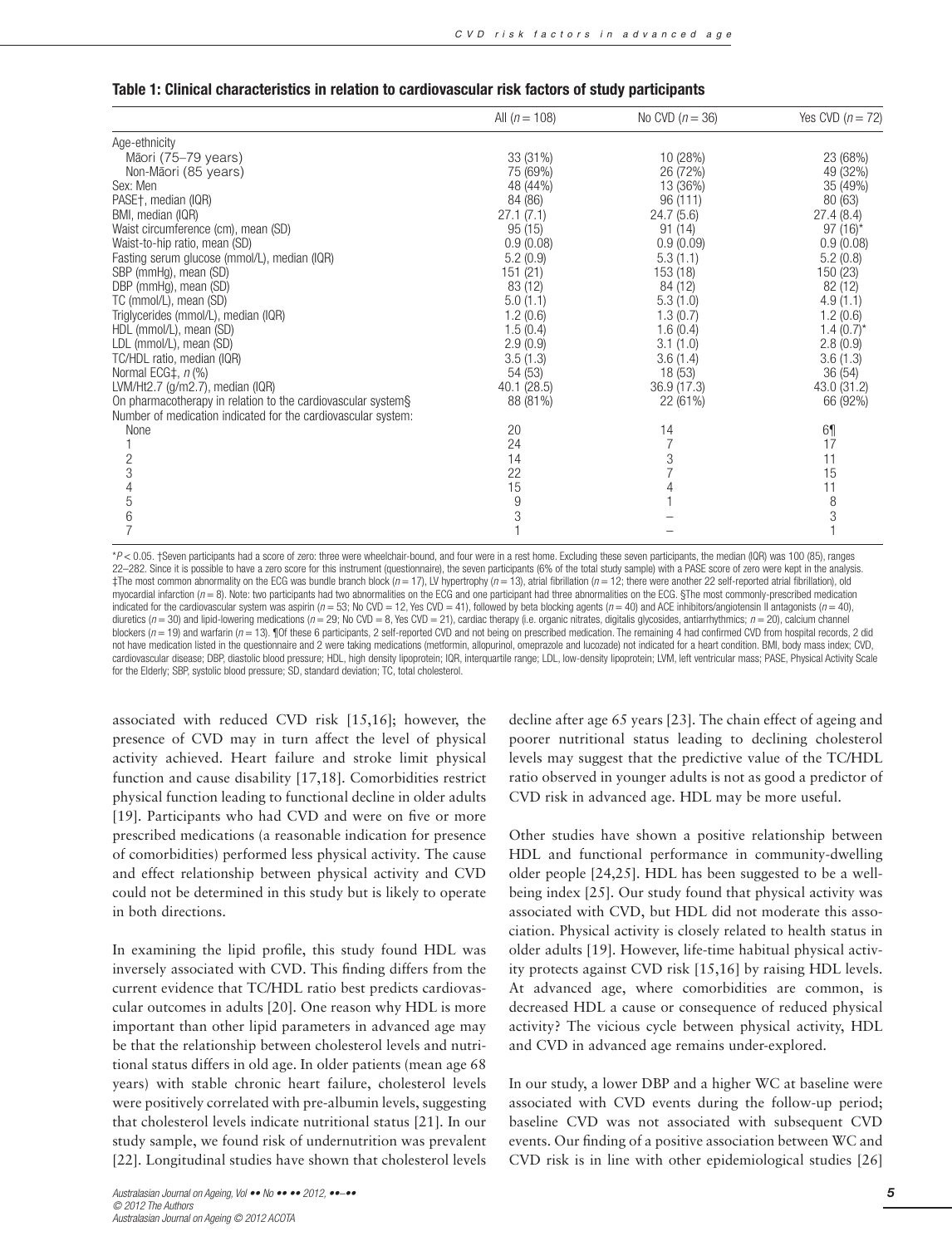**Table 1: Clinical characteristics in relation to cardiovascular risk factors of study participants**

| | All ($n = 108$) | No CVD ($n = 36$) | Yes CVD ($n = 72$) |
|---|---|---|---|
| Age-ethnicity | | | |
| Māori (75–79 years) | 33 (31%) | 10 (28%) | 23 (68%) |
| Non-Māori (85 years) | 75 (69%) | 26 (72%) | 49 (32%) |
| Sex: Men | 48 (44%) | 13 (36%) | 35 (49%) |
| PASE†, median (IQR) | 84 (86) | 96 (111) | 80 (63) |
| BMI, median (IQR) | 27.1 (7.1) | 24.7 (5.6) | 27.4 (8.4) |
| Waist circumference (cm), mean (SD) | 95 (15) | 91 (14) | 97 (16)* |
| Waist-to-hip ratio, mean (SD) | 0.9 (0.08) | 0.9 (0.09) | 0.9 (0.08) |
| Fasting serum glucose (mmol/L), median (IQR) | 5.2 (0.9) | 5.3 (1.1) | 5.2 (0.8) |
| SBP (mmHg), mean (SD) | 151 (21) | 153 (18) | 150 (23) |
| DBP (mmHg), mean (SD) | 83 (12) | 84 (12) | 82 (12) |
| TC (mmol/L), mean (SD) | 5.0 (1.1) | 5.3 (1.0) | 4.9 (1.1) |
| Triglycerides (mmol/L), median (IQR) | 1.2 (0.6) | 1.3 (0.7) | 1.2 (0.6) |
| HDL (mmol/L), mean (SD) | 1.5 (0.4) | 1.6 (0.4) | 1.4 (0.7)* |
| LDL (mmol/L), mean (SD) | 2.9 (0.9) | 3.1 (1.0) | 2.8 (0.9) |
| TC/HDL ratio, median (IQR) | 3.5 (1.3) | 3.6 (1.4) | 3.6 (1.3) |
| Normal ECG‡, $n$ (%) | 54 (53) | 18 (53) | 36 (54) |
| LVM/Ht2.7 (g/m2.7), median (IQR) | 40.1 (28.5) | 36.9 (17.3) | 43.0 (31.2) |
| On pharmacotherapy in relation to the cardiovascular system§ | 88 (81%) | 22 (61%) | 66 (92%) |
| Number of medication indicated for the cardiovascular system: | | | |
| None | 20 | 14 | 6¶ |
| 1 | 24 | 7 | 17 |
| 2 | 14 | 3 | 11 |
| 3 | 22 | 7 | 15 |
| 4 | 15 | 4 | 11 |
| 5 | 9 | 1 | 8 |
| 6 | 3 | – | 3 |
| 7 | 1 | – | 1 |

*$P < 0.05$. †Seven participants had a score of zero: three were wheelchair-bound, and four were in a rest home. Excluding these seven participants, the median (IQR) was 100 (85), ranges 22–282. Since it is possible to have a zero score for this instrument (questionnaire), the seven participants (6% of the total study sample) with a PASE score of zero were kept in the analysis. ‡The most common abnormality on the ECG was bundle branch block ($n = 17$), LV hypertrophy ($n = 13$), atrial fibrillation ($n = 12$; there were another 22 self-reported atrial fibrillation), old myocardial infarction ($n = 8$). Note: two participants had two abnormalities on the ECG and one participant had three abnormalities on the ECG. §The most commonly-prescribed medication indicated for the cardiovascular system was aspirin ($n = 53$; No CVD = 12, Yes CVD = 41), followed by beta blocking agents ($n = 40$) and ACE inhibitors/angiotensin II antagonists ($n = 40$), diuretics ($n = 30$) and lipid-lowering medications ($n = 29$; No CVD = 8, Yes CVD = 21), cardiac therapy (i.e. organic nitrates, digitalis glycosides, antiarrhythmics; $n = 20$), calcium channel blockers ($n = 19$) and warfarin ($n = 13$). ¶Of these 6 participants, 2 self-reported CVD and not being on prescribed medication. The remaining 4 had confirmed CVD from hospital records, 2 did not have medication listed in the questionnaire and 2 were taking medications (metformin, allopurinol, omeprazole and lucozade) not indicated for a heart condition. BMI, body mass index; CVD, cardiovascular disease; DBP, diastolic blood pressure; HDL, high density lipoprotein; IQR, interquartile range; LDL, low-density lipoprotein; LVM, left ventricular mass; PASE, Physical Activity Scale for the Elderly; SBP, systolic blood pressure; SD, standard deviation; TC, total cholesterol.

associated with reduced CVD risk [15,16]; however, the presence of CVD may in turn affect the level of physical activity achieved. Heart failure and stroke limit physical function and cause disability [17,18]. Comorbidities restrict physical function leading to functional decline in older adults [19]. Participants who had CVD and were on five or more prescribed medications (a reasonable indication for presence of comorbidities) performed less physical activity. The cause and effect relationship between physical activity and CVD could not be determined in this study but is likely to operate in both directions.

In examining the lipid profile, this study found HDL was inversely associated with CVD. This finding differs from the current evidence that TC/HDL ratio best predicts cardiovascular outcomes in adults [20]. One reason why HDL is more important than other lipid parameters in advanced age may be that the relationship between cholesterol levels and nutritional status differs in old age. In older patients (mean age 68 years) with stable chronic heart failure, cholesterol levels were positively correlated with pre-albumin levels, suggesting that cholesterol levels indicate nutritional status [21]. In our study sample, we found risk of undernutrition was prevalent [22]. Longitudinal studies have shown that cholesterol levels decline after age 65 years [23]. The chain effect of ageing and poorer nutritional status leading to declining cholesterol levels may suggest that the predictive value of the TC/HDL ratio observed in younger adults is not as good a predictor of CVD risk in advanced age. HDL may be more useful.

Other studies have shown a positive relationship between HDL and functional performance in community-dwelling older people [24,25]. HDL has been suggested to be a well-being index [25]. Our study found that physical activity was associated with CVD, but HDL did not moderate this association. Physical activity is closely related to health status in older adults [19]. However, life-time habitual physical activity protects against CVD risk [15,16] by raising HDL levels. At advanced age, where comorbidities are common, is decreased HDL a cause or consequence of reduced physical activity? The vicious cycle between physical activity, HDL and CVD in advanced age remains under-explored.

In our study, a lower DBP and a higher WC at baseline were associated with CVD events during the follow-up period; baseline CVD was not associated with subsequent CVD events. Our finding of a positive association between WC and CVD risk is in line with other epidemiological studies [26]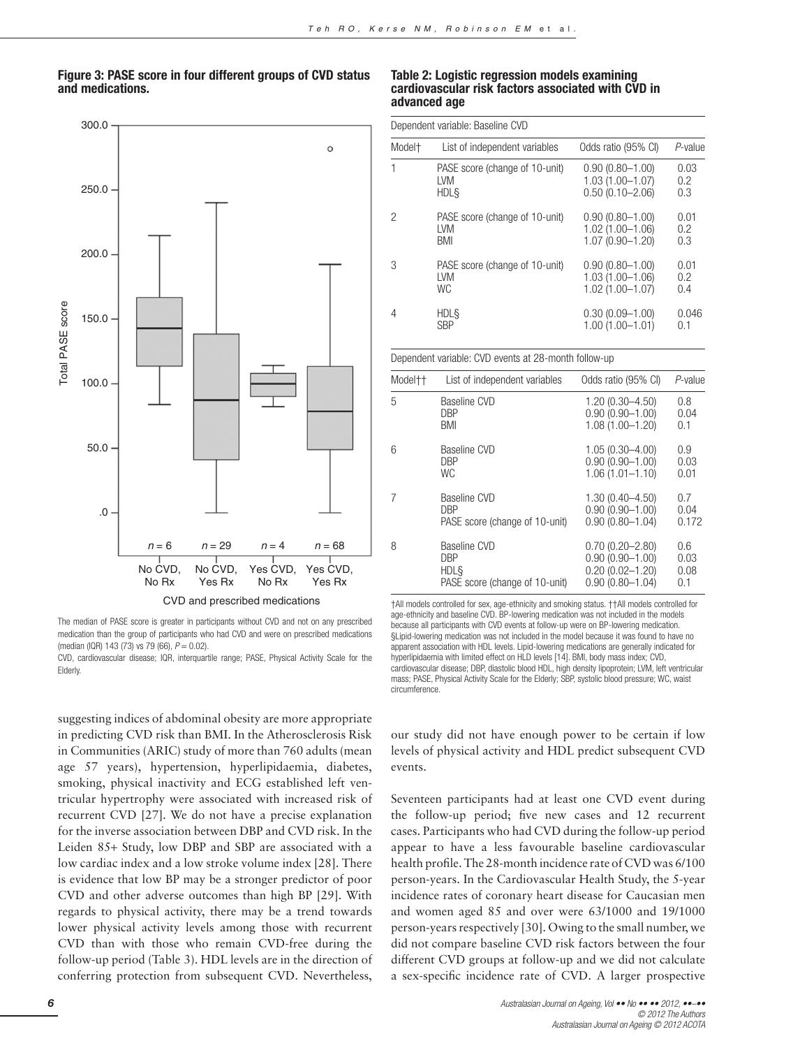**Figure 3: PASE score in four different groups of CVD status and medications.**

The median of PASE score is greater in participants without CVD and not on any prescribed medication than the group of participants who had CVD and were on prescribed medications (median (IQR) 143 (73) vs 79 (66), $P = 0.02$).

CVD, cardiovascular disease; IQR, interquartile range; PASE, Physical Activity Scale for the Elderly.

**Table 2: Logistic regression models examining cardiovascular risk factors associated with CVD in advanced age**

Dependent variable: Baseline CVD

| Model† | List of independent variables | Odds ratio (95% CI) | *P*-value |
|---|---|---|---|
| 1 | PASE score (change of 10-unit) | 0.90 (0.80–1.00) | 0.03 |
| | LVM | 1.03 (1.00–1.07) | 0.2 |
| | HDL§ | 0.50 (0.10–2.06) | 0.3 |
| 2 | PASE score (change of 10-unit) | 0.90 (0.80–1.00) | 0.01 |
| | LVM | 1.02 (1.00–1.06) | 0.2 |
| | BMI | 1.07 (0.90–1.20) | 0.3 |
| 3 | PASE score (change of 10-unit) | 0.90 (0.80–1.00) | 0.01 |
| | LVM | 1.03 (1.00–1.06) | 0.2 |
| | WC | 1.02 (1.00–1.07) | 0.4 |
| 4 | HDL§ | 0.30 (0.09–1.00) | 0.046 |
| | SBP | 1.00 (1.00–1.01) | 0.1 |

Dependent variable: CVD events at 28-month follow-up

| Model†† | List of independent variables | Odds ratio (95% CI) | *P*-value |
|---|---|---|---|
| 5 | Baseline CVD | 1.20 (0.30–4.50) | 0.8 |
| | DBP | 0.90 (0.90–1.00) | 0.04 |
| | BMI | 1.08 (1.00–1.20) | 0.1 |
| 6 | Baseline CVD | 1.05 (0.30–4.00) | 0.9 |
| | DBP | 0.90 (0.90–1.00) | 0.03 |
| | WC | 1.06 (1.01–1.10) | 0.01 |
| 7 | Baseline CVD | 1.30 (0.40–4.50) | 0.7 |
| | DBP | 0.90 (0.90–1.00) | 0.04 |
| | PASE score (change of 10-unit) | 0.90 (0.80–1.04) | 0.172 |
| 8 | Baseline CVD | 0.70 (0.20–2.80) | 0.6 |
| | DBP | 0.90 (0.90–1.00) | 0.03 |
| | HDL§ | 0.20 (0.02–1.20) | 0.08 |
| | PASE score (change of 10-unit) | 0.90 (0.80–1.04) | 0.1 |

†All models controlled for sex, age-ethnicity and smoking status. ††All models controlled for age-ethnicity and baseline CVD. BP-lowering medication was not included in the models because all participants with CVD events at follow-up were on BP-lowering medication. §Lipid-lowering medication was not included in the model because it was found to have no apparent association with HDL levels. Lipid-lowering medications are generally indicated for hyperlipidaemia with limited effect on HLD levels [14]. BMI, body mass index; CVD, cardiovascular disease; DBP, diastolic blood HDL, high density lipoprotein; LVM, left ventricular mass; PASE, Physical Activity Scale for the Elderly; SBP, systolic blood pressure; WC, waist circumference.

suggesting indices of abdominal obesity are more appropriate in predicting CVD risk than BMI. In the Atherosclerosis Risk in Communities (ARIC) study of more than 760 adults (mean age 57 years), hypertension, hyperlipidaemia, diabetes, smoking, physical inactivity and ECG established left ventricular hypertrophy were associated with increased risk of recurrent CVD [27]. We do not have a precise explanation for the inverse association between DBP and CVD risk. In the Leiden 85+ Study, low DBP and SBP are associated with a low cardiac index and a low stroke volume index [28]. There is evidence that low BP may be a stronger predictor of poor CVD and other adverse outcomes than high BP [29]. With regards to physical activity, there may be a trend towards lower physical activity levels among those with recurrent CVD than with those who remain CVD-free during the follow-up period (Table 3). HDL levels are in the direction of conferring protection from subsequent CVD. Nevertheless, our study did not have enough power to be certain if low levels of physical activity and HDL predict subsequent CVD events.

Seventeen participants had at least one CVD event during the follow-up period; five new cases and 12 recurrent cases. Participants who had CVD during the follow-up period appear to have a less favourable baseline cardiovascular health profile. The 28-month incidence rate of CVD was 6/100 person-years. In the Cardiovascular Health Study, the 5-year incidence rates of coronary heart disease for Caucasian men and women aged 85 and over were 63/1000 and 19/1000 person-years respectively [30]. Owing to the small number, we did not compare baseline CVD risk factors between the four different CVD groups at follow-up and we did not calculate a sex-specific incidence rate of CVD. A larger prospective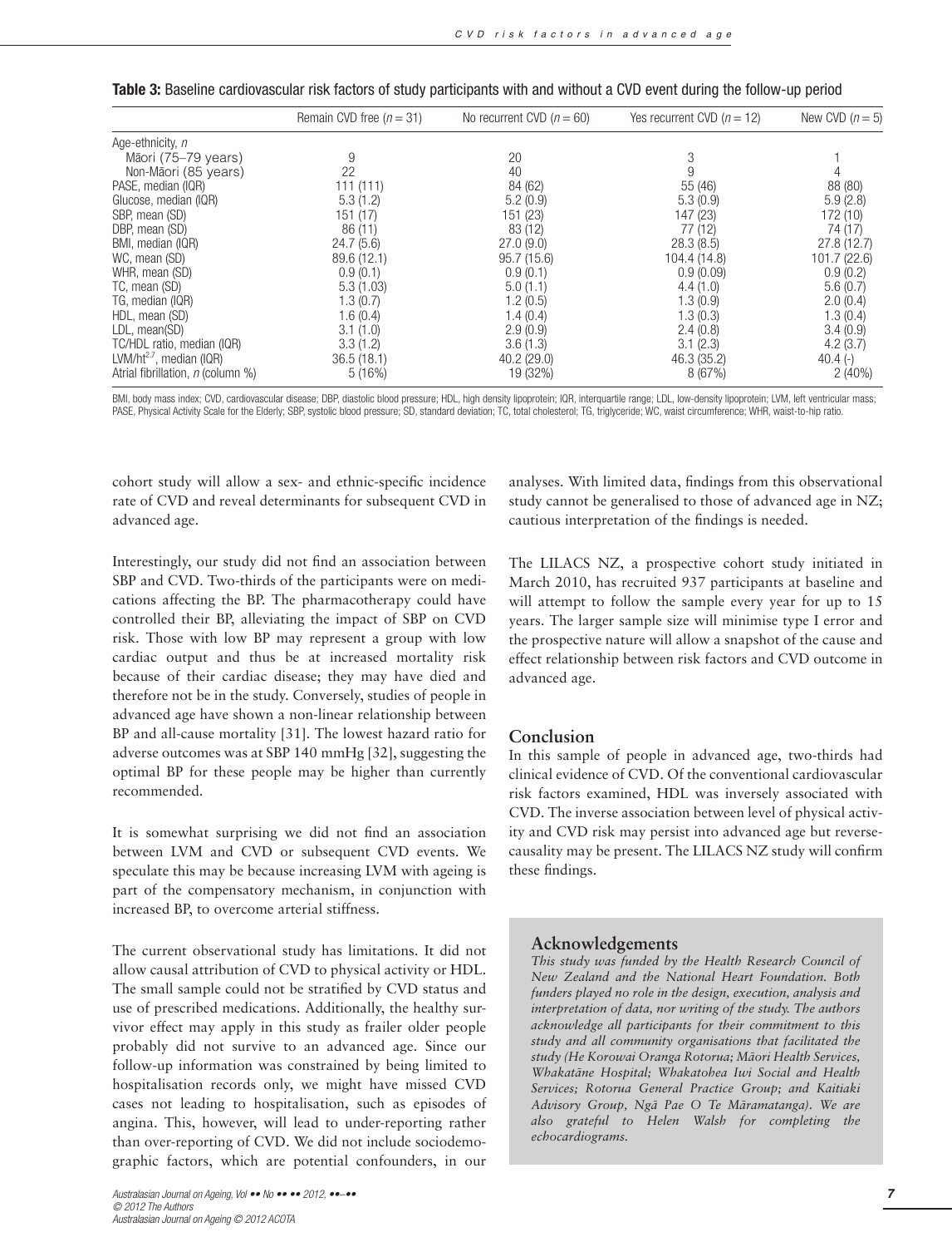**Table 3:** Baseline cardiovascular risk factors of study participants with and without a CVD event during the follow-up period

| | Remain CVD free ($n = 31$) | No recurrent CVD ($n = 60$) | Yes recurrent CVD ($n = 12$) | New CVD ($n = 5$) |
|---|---|---|---|---|
| Age-ethnicity, *n* | | | | |
| Māori (75–79 years) | 9 | 20 | 3 | 1 |
| Non-Māori (85 years) | 22 | 40 | 9 | 4 |
| PASE, median (IQR) | 111 (111) | 84 (62) | 55 (46) | 88 (80) |
| Glucose, median (IQR) | 5.3 (1.2) | 5.2 (0.9) | 5.3 (0.9) | 5.9 (2.8) |
| SBP, mean (SD) | 151 (17) | 151 (23) | 147 (23) | 172 (10) |
| DBP, mean (SD) | 86 (11) | 83 (12) | 77 (12) | 74 (17) |
| BMI, median (IQR) | 24.7 (5.6) | 27.0 (9.0) | 28.3 (8.5) | 27.8 (12.7) |
| WC, mean (SD) | 89.6 (12.1) | 95.7 (15.6) | 104.4 (14.8) | 101.7 (22.6) |
| WHR, mean (SD) | 0.9 (0.1) | 0.9 (0.1) | 0.9 (0.09) | 0.9 (0.2) |
| TC, mean (SD) | 5.3 (1.03) | 5.0 (1.1) | 4.4 (1.0) | 5.6 (0.7) |
| TG, median (IQR) | 1.3 (0.7) | 1.2 (0.5) | 1.3 (0.9) | 2.0 (0.4) |
| HDL, mean (SD) | 1.6 (0.4) | 1.4 (0.4) | 1.3 (0.3) | 1.3 (0.4) |
| LDL, mean(SD) | 3.1 (1.0) | 2.9 (0.9) | 2.4 (0.8) | 3.4 (0.9) |
| TC/HDL ratio, median (IQR) | 3.3 (1.2) | 3.6 (1.3) | 3.1 (2.3) | 4.2 (3.7) |
| LVM/ht$^{2.7}$, median (IQR) | 36.5 (18.1) | 40.2 (29.0) | 46.3 (35.2) | 40.4 (-) |
| Atrial fibrillation, *n* (column %) | 5 (16%) | 19 (32%) | 8 (67%) | 2 (40%) |

BMI, body mass index; CVD, cardiovascular disease; DBP, diastolic blood pressure; HDL, high density lipoprotein; IQR, interquartile range; LDL, low-density lipoprotein; LVM, left ventricular mass; PASE, Physical Activity Scale for the Elderly; SBP, systolic blood pressure; SD, standard deviation; TC, total cholesterol; TG, triglyceride; WC, waist circumference; WHR, waist-to-hip ratio.

cohort study will allow a sex- and ethnic-specific incidence rate of CVD and reveal determinants for subsequent CVD in advanced age.

Interestingly, our study did not find an association between SBP and CVD. Two-thirds of the participants were on medications affecting the BP. The pharmacotherapy could have controlled their BP, alleviating the impact of SBP on CVD risk. Those with low BP may represent a group with low cardiac output and thus be at increased mortality risk because of their cardiac disease; they may have died and therefore not be in the study. Conversely, studies of people in advanced age have shown a non-linear relationship between BP and all-cause mortality [31]. The lowest hazard ratio for adverse outcomes was at SBP 140 mmHg [32], suggesting the optimal BP for these people may be higher than currently recommended.

It is somewhat surprising we did not find an association between LVM and CVD or subsequent CVD events. We speculate this may be because increasing LVM with ageing is part of the compensatory mechanism, in conjunction with increased BP, to overcome arterial stiffness.

The current observational study has limitations. It did not allow causal attribution of CVD to physical activity or HDL. The small sample could not be stratified by CVD status and use of prescribed medications. Additionally, the healthy survivor effect may apply in this study as frailer older people probably did not survive to an advanced age. Since our follow-up information was constrained by being limited to hospitalisation records only, we might have missed CVD cases not leading to hospitalisation, such as episodes of angina. This, however, will lead to under-reporting rather than over-reporting of CVD. We did not include sociodemographic factors, which are potential confounders, in our analyses. With limited data, findings from this observational study cannot be generalised to those of advanced age in NZ; cautious interpretation of the findings is needed.

The LILACS NZ, a prospective cohort study initiated in March 2010, has recruited 937 participants at baseline and will attempt to follow the sample every year for up to 15 years. The larger sample size will minimise type I error and the prospective nature will allow a snapshot of the cause and effect relationship between risk factors and CVD outcome in advanced age.

## Conclusion

In this sample of people in advanced age, two-thirds had clinical evidence of CVD. Of the conventional cardiovascular risk factors examined, HDL was inversely associated with CVD. The inverse association between level of physical activity and CVD risk may persist into advanced age but reverse-causality may be present. The LILACS NZ study will confirm these findings.

## Acknowledgements

*This study was funded by the Health Research Council of New Zealand and the National Heart Foundation. Both funders played no role in the design, execution, analysis and interpretation of data, nor writing of the study. The authors acknowledge all participants for their commitment to this study and all community organisations that facilitated the study (He Korowai Oranga Rotorua; Māori Health Services, Whakatāne Hospital; Whakatohea Iwi Social and Health Services; Rotorua General Practice Group; and Kaitiaki Advisory Group, Ngā Pae O Te Māramatanga). We are also grateful to Helen Walsh for completing the echocardiograms.*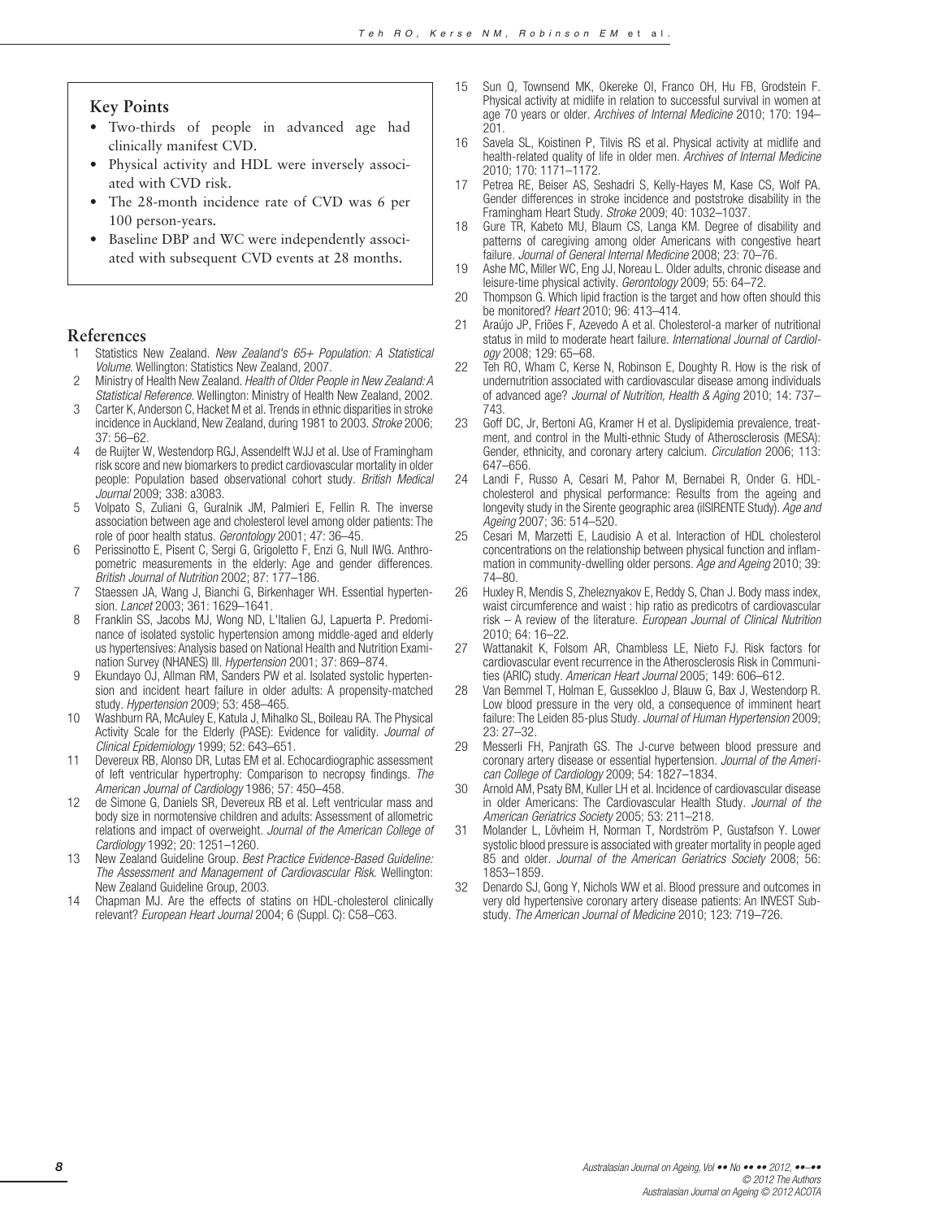## Key Points

- Two-thirds of people in advanced age had clinically manifest CVD.
- Physical activity and HDL were inversely associated with CVD risk.
- The 28-month incidence rate of CVD was 6 per 100 person-years.
- Baseline DBP and WC were independently associated with subsequent CVD events at 28 months.

## References

1. Statistics New Zealand. *New Zealand's 65+ Population: A Statistical Volume*. Wellington: Statistics New Zealand, 2007.
2. Ministry of Health New Zealand. *Health of Older People in New Zealand: A Statistical Reference*. Wellington: Ministry of Health New Zealand, 2002.
3. Carter K, Anderson C, Hacket M et al. Trends in ethnic disparities in stroke incidence in Auckland, New Zealand, during 1981 to 2003. *Stroke* 2006; 37: 56–62.
4. de Ruijter W, Westendorp RGJ, Assendelft WJJ et al. Use of Framingham risk score and new biomarkers to predict cardiovascular mortality in older people: Population based observational cohort study. *British Medical Journal* 2009; 338: a3083.
5. Volpato S, Zuliani G, Guralnik JM, Palmieri E, Fellin R. The inverse association between age and cholesterol level among older patients: The role of poor health status. *Gerontology* 2001; 47: 36–45.
6. Perissinotto E, Pisent C, Sergi G, Grigoletto F, Enzi G, Null IWG. Anthropometric measurements in the elderly: Age and gender differences. *British Journal of Nutrition* 2002; 87: 177–186.
7. Staessen JA, Wang J, Bianchi G, Birkenhager WH. Essential hypertension. *Lancet* 2003; 361: 1629–1641.
8. Franklin SS, Jacobs MJ, Wong ND, L'Italien GJ, Lapuerta P. Predominance of isolated systolic hypertension among middle-aged and elderly us hypertensives: Analysis based on National Health and Nutrition Examination Survey (NHANES) III. *Hypertension* 2001; 37: 869–874.
9. Ekundayo OJ, Allman RM, Sanders PW et al. Isolated systolic hypertension and incident heart failure in older adults: A propensity-matched study. *Hypertension* 2009; 53: 458–465.
10. Washburn RA, McAuley E, Katula J, Mihalko SL, Boileau RA. The Physical Activity Scale for the Elderly (PASE): Evidence for validity. *Journal of Clinical Epidemiology* 1999; 52: 643–651.
11. Devereux RB, Alonso DR, Lutas EM et al. Echocardiographic assessment of left ventricular hypertrophy: Comparison to necropsy findings. *The American Journal of Cardiology* 1986; 57: 450–458.
12. de Simone G, Daniels SR, Devereux RB et al. Left ventricular mass and body size in normotensive children and adults: Assessment of allometric relations and impact of overweight. *Journal of the American College of Cardiology* 1992; 20: 1251–1260.
13. New Zealand Guideline Group. *Best Practice Evidence-Based Guideline: The Assessment and Management of Cardiovascular Risk*. Wellington: New Zealand Guideline Group, 2003.
14. Chapman MJ. Are the effects of statins on HDL-cholesterol clinically relevant? *European Heart Journal* 2004; 6 (Suppl. C): C58–C63.
15. Sun Q, Townsend MK, Okereke OI, Franco OH, Hu FB, Grodstein F. Physical activity at midlife in relation to successful survival in women at age 70 years or older. *Archives of Internal Medicine* 2010; 170: 194–201.
16. Savela SL, Koistinen P, Tilvis RS et al. Physical activity at midlife and health-related quality of life in older men. *Archives of Internal Medicine* 2010; 170: 1171–1172.
17. Petrea RE, Beiser AS, Seshadri S, Kelly-Hayes M, Kase CS, Wolf PA. Gender differences in stroke incidence and poststroke disability in the Framingham Heart Study. *Stroke* 2009; 40: 1032–1037.
18. Gure TR, Kabeto MU, Blaum CS, Langa KM. Degree of disability and patterns of caregiving among older Americans with congestive heart failure. *Journal of General Internal Medicine* 2008; 23: 70–76.
19. Ashe MC, Miller WC, Eng JJ, Noreau L. Older adults, chronic disease and leisure-time physical activity. *Gerontology* 2009; 55: 64–72.
20. Thompson G. Which lipid fraction is the target and how often should this be monitored? *Heart* 2010; 96: 413–414.
21. Araújo JP, Friões F, Azevedo A et al. Cholesterol-a marker of nutritional status in mild to moderate heart failure. *International Journal of Cardiology* 2008; 129: 65–68.
22. Teh RO, Wham C, Kerse N, Robinson E, Doughty R. How is the risk of undernutrition associated with cardiovascular disease among individuals of advanced age? *Journal of Nutrition, Health & Aging* 2010; 14: 737–743.
23. Goff DC, Jr, Bertoni AG, Kramer H et al. Dyslipidemia prevalence, treatment, and control in the Multi-ethnic Study of Atherosclerosis (MESA): Gender, ethnicity, and coronary artery calcium. *Circulation* 2006; 113: 647–656.
24. Landi F, Russo A, Cesari M, Pahor M, Bernabei R, Onder G. HDL-cholesterol and physical performance: Results from the ageing and longevity study in the Sirente geographic area (ilSIRENTE Study). *Age and Ageing* 2007; 36: 514–520.
25. Cesari M, Marzetti E, Laudisio A et al. Interaction of HDL cholesterol concentrations on the relationship between physical function and inflammation in community-dwelling older persons. *Age and Ageing* 2010; 39: 74–80.
26. Huxley R, Mendis S, Zheleznyakov E, Reddy S, Chan J. Body mass index, waist circumference and waist : hip ratio as predicotrs of cardiovascular risk – A review of the literature. *European Journal of Clinical Nutrition* 2010; 64: 16–22.
27. Wattanakit K, Folsom AR, Chambless LE, Nieto FJ. Risk factors for cardiovascular event recurrence in the Atherosclerosis Risk in Communities (ARIC) study. *American Heart Journal* 2005; 149: 606–612.
28. Van Bemmel T, Holman E, Gussekloo J, Blauw G, Bax J, Westendorp R. Low blood pressure in the very old, a consequence of imminent heart failure: The Leiden 85-plus Study. *Journal of Human Hypertension* 2009; 23: 27–32.
29. Messerli FH, Panjrath GS. The J-curve between blood pressure and coronary artery disease or essential hypertension. *Journal of the American College of Cardiology* 2009; 54: 1827–1834.
30. Arnold AM, Psaty BM, Kuller LH et al. Incidence of cardiovascular disease in older Americans: The Cardiovascular Health Study. *Journal of the American Geriatrics Society* 2005; 53: 211–218.
31. Molander L, Lövheim H, Norman T, Nordström P, Gustafson Y. Lower systolic blood pressure is associated with greater mortality in people aged 85 and older. *Journal of the American Geriatrics Society* 2008; 56: 1853–1859.
32. Denardo SJ, Gong Y, Nichols WW et al. Blood pressure and outcomes in very old hypertensive coronary artery disease patients: An INVEST Substudy. *The American Journal of Medicine* 2010; 123: 719–726.